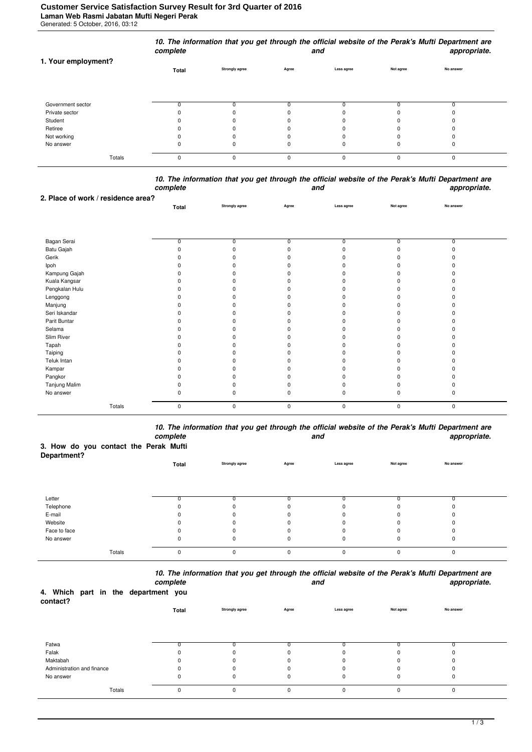# Customer Service Satisfaction Survey Result for 3rd Quarter of 2016

**Laman Web Rasmi Jabatan Mufti Negeri Perak**

Generated: 5 October, 2016, 03:12

***10. The information that you get through the official website of the Perak's Mufti Department are complete and appropriate.***

| 1. Your employment? | Total | Strongly agree | Agree | Less agree | Not agree | No answer |
|---|---|---|---|---|---|---|
| Government sector | 0 | 0 | 0 | 0 | 0 | 0 |
| Private sector | 0 | 0 | 0 | 0 | 0 | 0 |
| Student | 0 | 0 | 0 | 0 | 0 | 0 |
| Retiree | 0 | 0 | 0 | 0 | 0 | 0 |
| Not working | 0 | 0 | 0 | 0 | 0 | 0 |
| No answer | 0 | 0 | 0 | 0 | 0 | 0 |
| Totals | 0 | 0 | 0 | 0 | 0 | 0 |

***10. The information that you get through the official website of the Perak's Mufti Department are complete and appropriate.***

| 2. Place of work / residence area? | Total | Strongly agree | Agree | Less agree | Not agree | No answer |
|---|---|---|---|---|---|---|
| Bagan Serai | 0 | 0 | 0 | 0 | 0 | 0 |
| Batu Gajah | 0 | 0 | 0 | 0 | 0 | 0 |
| Gerik | 0 | 0 | 0 | 0 | 0 | 0 |
| Ipoh | 0 | 0 | 0 | 0 | 0 | 0 |
| Kampung Gajah | 0 | 0 | 0 | 0 | 0 | 0 |
| Kuala Kangsar | 0 | 0 | 0 | 0 | 0 | 0 |
| Pengkalan Hulu | 0 | 0 | 0 | 0 | 0 | 0 |
| Lenggong | 0 | 0 | 0 | 0 | 0 | 0 |
| Manjung | 0 | 0 | 0 | 0 | 0 | 0 |
| Seri Iskandar | 0 | 0 | 0 | 0 | 0 | 0 |
| Parit Buntar | 0 | 0 | 0 | 0 | 0 | 0 |
| Selama | 0 | 0 | 0 | 0 | 0 | 0 |
| Slim River | 0 | 0 | 0 | 0 | 0 | 0 |
| Tapah | 0 | 0 | 0 | 0 | 0 | 0 |
| Taiping | 0 | 0 | 0 | 0 | 0 | 0 |
| Teluk Intan | 0 | 0 | 0 | 0 | 0 | 0 |
| Kampar | 0 | 0 | 0 | 0 | 0 | 0 |
| Pangkor | 0 | 0 | 0 | 0 | 0 | 0 |
| Tanjung Malim | 0 | 0 | 0 | 0 | 0 | 0 |
| No answer | 0 | 0 | 0 | 0 | 0 | 0 |
| Totals | 0 | 0 | 0 | 0 | 0 | 0 |

***10. The information that you get through the official website of the Perak's Mufti Department are complete and appropriate.***

| 3. How do you contact the Perak Mufti Department? | Total | Strongly agree | Agree | Less agree | Not agree | No answer |
|---|---|---|---|---|---|---|
| Letter | 0 | 0 | 0 | 0 | 0 | 0 |
| Telephone | 0 | 0 | 0 | 0 | 0 | 0 |
| E-mail | 0 | 0 | 0 | 0 | 0 | 0 |
| Website | 0 | 0 | 0 | 0 | 0 | 0 |
| Face to face | 0 | 0 | 0 | 0 | 0 | 0 |
| No answer | 0 | 0 | 0 | 0 | 0 | 0 |
| Totals | 0 | 0 | 0 | 0 | 0 | 0 |

***10. The information that you get through the official website of the Perak's Mufti Department are complete and appropriate.***

| 4. Which part in the department you contact? | Total | Strongly agree | Agree | Less agree | Not agree | No answer |
|---|---|---|---|---|---|---|
| Fatwa | 0 | 0 | 0 | 0 | 0 | 0 |
| Falak | 0 | 0 | 0 | 0 | 0 | 0 |
| Maktabah | 0 | 0 | 0 | 0 | 0 | 0 |
| Administration and finance | 0 | 0 | 0 | 0 | 0 | 0 |
| No answer | 0 | 0 | 0 | 0 | 0 | 0 |
| Totals | 0 | 0 | 0 | 0 | 0 | 0 |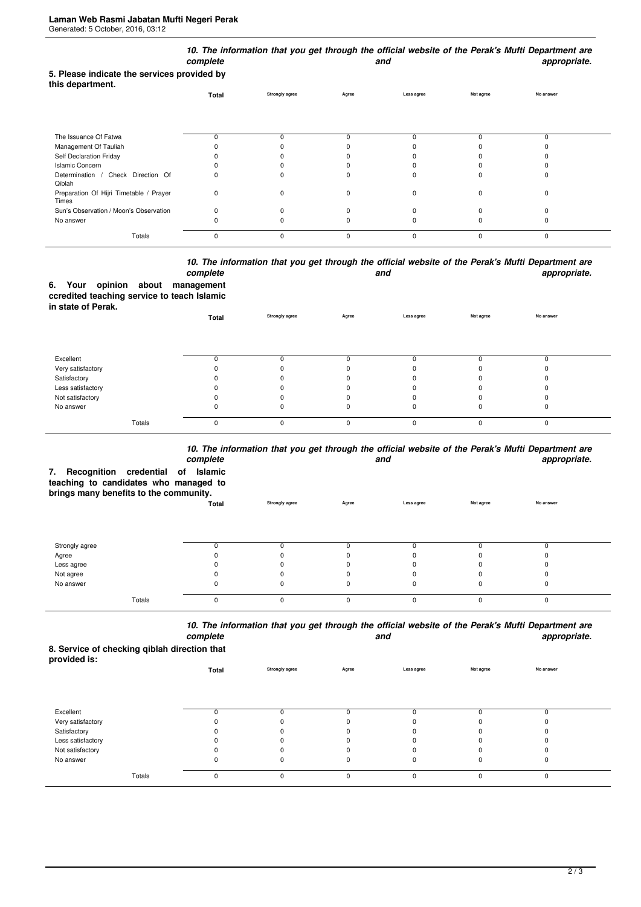**10. The information that you get through the official website of the Perak's Mufti Department are complete and appropriate.**

**5. Please indicate the services provided by this department.**

| | Total | Strongly agree | Agree | Less agree | Not agree | No answer |
|---|---|---|---|---|---|---|
| The Issuance Of Fatwa | 0 | 0 | 0 | 0 | 0 | 0 |
| Management Of Tauliah | 0 | 0 | 0 | 0 | 0 | 0 |
| Self Declaration Friday | 0 | 0 | 0 | 0 | 0 | 0 |
| Islamic Concern | 0 | 0 | 0 | 0 | 0 | 0 |
| Determination / Check Direction Of Qiblah | 0 | 0 | 0 | 0 | 0 | 0 |
| Preparation Of Hijri Timetable / Prayer Times | 0 | 0 | 0 | 0 | 0 | 0 |
| Sun's Observation / Moon's Observation | 0 | 0 | 0 | 0 | 0 | 0 |
| No answer | 0 | 0 | 0 | 0 | 0 | 0 |
| Totals | 0 | 0 | 0 | 0 | 0 | 0 |

**10. The information that you get through the official website of the Perak's Mufti Department are complete and appropriate.**

**6. Your opinion about management ccredited teaching service to teach Islamic in state of Perak.**

| | Total | Strongly agree | Agree | Less agree | Not agree | No answer |
|---|---|---|---|---|---|---|
| Excellent | 0 | 0 | 0 | 0 | 0 | 0 |
| Very satisfactory | 0 | 0 | 0 | 0 | 0 | 0 |
| Satisfactory | 0 | 0 | 0 | 0 | 0 | 0 |
| Less satisfactory | 0 | 0 | 0 | 0 | 0 | 0 |
| Not satisfactory | 0 | 0 | 0 | 0 | 0 | 0 |
| No answer | 0 | 0 | 0 | 0 | 0 | 0 |
| Totals | 0 | 0 | 0 | 0 | 0 | 0 |

**10. The information that you get through the official website of the Perak's Mufti Department are complete and appropriate.**

**7. Recognition credential of Islamic teaching to candidates who managed to brings many benefits to the community.**

| | Total | Strongly agree | Agree | Less agree | Not agree | No answer |
|---|---|---|---|---|---|---|
| Strongly agree | 0 | 0 | 0 | 0 | 0 | 0 |
| Agree | 0 | 0 | 0 | 0 | 0 | 0 |
| Less agree | 0 | 0 | 0 | 0 | 0 | 0 |
| Not agree | 0 | 0 | 0 | 0 | 0 | 0 |
| No answer | 0 | 0 | 0 | 0 | 0 | 0 |
| Totals | 0 | 0 | 0 | 0 | 0 | 0 |

**10. The information that you get through the official website of the Perak's Mufti Department are complete and appropriate.**

**8. Service of checking qiblah direction that provided is:**

| | Total | Strongly agree | Agree | Less agree | Not agree | No answer |
|---|---|---|---|---|---|---|
| Excellent | 0 | 0 | 0 | 0 | 0 | 0 |
| Very satisfactory | 0 | 0 | 0 | 0 | 0 | 0 |
| Satisfactory | 0 | 0 | 0 | 0 | 0 | 0 |
| Less satisfactory | 0 | 0 | 0 | 0 | 0 | 0 |
| Not satisfactory | 0 | 0 | 0 | 0 | 0 | 0 |
| No answer | 0 | 0 | 0 | 0 | 0 | 0 |
| Totals | 0 | 0 | 0 | 0 | 0 | 0 |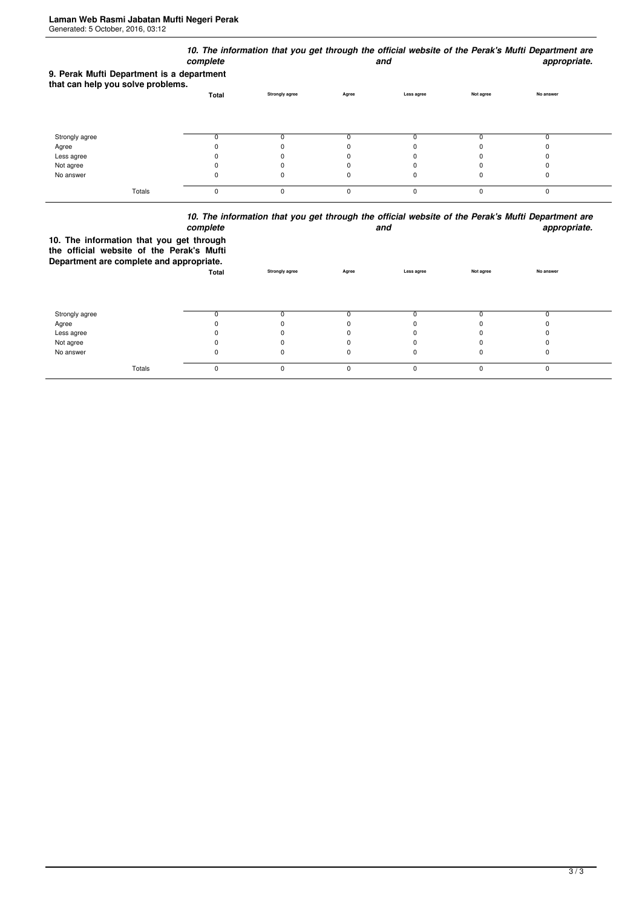**9. Perak Mufti Department is a department that can help you solve problems.**

| | *10. The information that you get through the official website of the Perak's Mufti Department are complete and appropriate.* | | | | | |
|---|---|---|---|---|---|---|
| | **Total** | **Strongly agree** | **Agree** | **Less agree** | **Not agree** | **No answer** |
| Strongly agree | 0 | 0 | 0 | 0 | 0 | 0 |
| Agree | 0 | 0 | 0 | 0 | 0 | 0 |
| Less agree | 0 | 0 | 0 | 0 | 0 | 0 |
| Not agree | 0 | 0 | 0 | 0 | 0 | 0 |
| No answer | 0 | 0 | 0 | 0 | 0 | 0 |
| Totals | 0 | 0 | 0 | 0 | 0 | 0 |

**10. The information that you get through the official website of the Perak's Mufti Department are complete and appropriate.**

| | *10. The information that you get through the official website of the Perak's Mufti Department are complete and appropriate.* | | | | | |
|---|---|---|---|---|---|---|
| | **Total** | **Strongly agree** | **Agree** | **Less agree** | **Not agree** | **No answer** |
| Strongly agree | 0 | 0 | 0 | 0 | 0 | 0 |
| Agree | 0 | 0 | 0 | 0 | 0 | 0 |
| Less agree | 0 | 0 | 0 | 0 | 0 | 0 |
| Not agree | 0 | 0 | 0 | 0 | 0 | 0 |
| No answer | 0 | 0 | 0 | 0 | 0 | 0 |
| Totals | 0 | 0 | 0 | 0 | 0 | 0 |